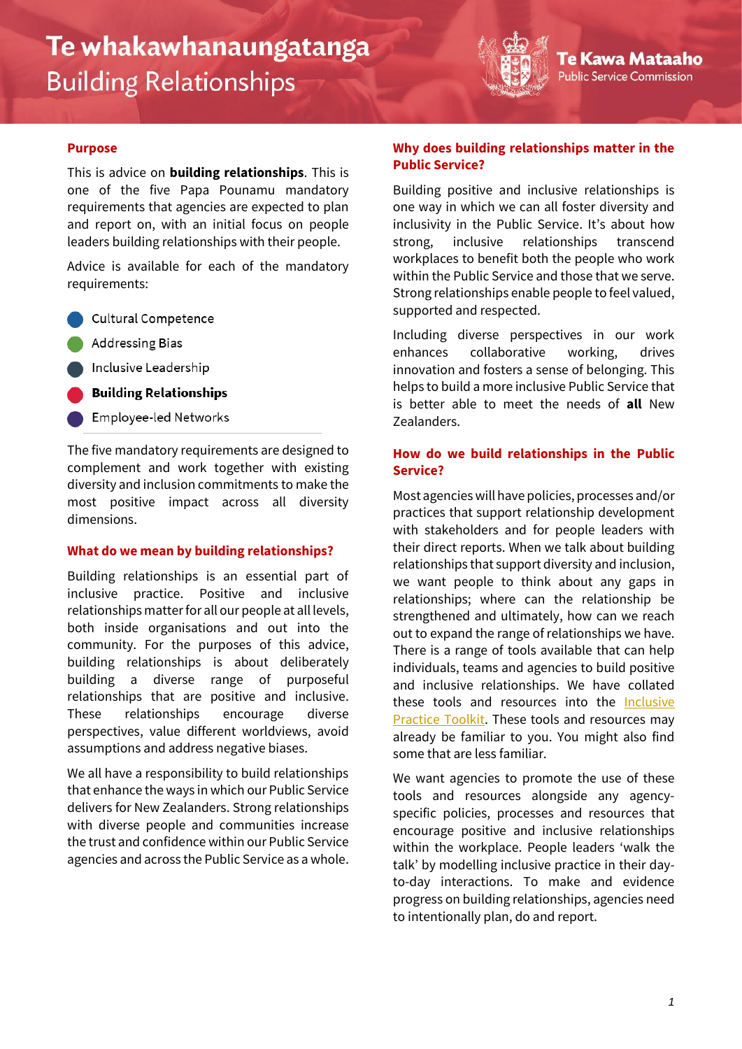# Te whakawhanaungatanga

## Building Relationships

Te Kawa Mataaho
Public Service Commission

### Purpose

This is advice on **building relationships**. This is one of the five Papa Pounamu mandatory requirements that agencies are expected to plan and report on, with an initial focus on people leaders building relationships with their people.

Advice is available for each of the mandatory requirements:

- Cultural Competence
- Addressing Bias
- Inclusive Leadership
- **Building Relationships**
- Employee-led Networks

The five mandatory requirements are designed to complement and work together with existing diversity and inclusion commitments to make the most positive impact across all diversity dimensions.

### What do we mean by building relationships?

Building relationships is an essential part of inclusive practice. Positive and inclusive relationships matter for all our people at all levels, both inside organisations and out into the community. For the purposes of this advice, building relationships is about deliberately building a diverse range of purposeful relationships that are positive and inclusive. These relationships encourage diverse perspectives, value different worldviews, avoid assumptions and address negative biases.

We all have a responsibility to build relationships that enhance the ways in which our Public Service delivers for New Zealanders. Strong relationships with diverse people and communities increase the trust and confidence within our Public Service agencies and across the Public Service as a whole.

### Why does building relationships matter in the Public Service?

Building positive and inclusive relationships is one way in which we can all foster diversity and inclusivity in the Public Service. It's about how strong, inclusive relationships transcend workplaces to benefit both the people who work within the Public Service and those that we serve. Strong relationships enable people to feel valued, supported and respected.

Including diverse perspectives in our work enhances collaborative working, drives innovation and fosters a sense of belonging. This helps to build a more inclusive Public Service that is better able to meet the needs of **all** New Zealanders.

### How do we build relationships in the Public Service?

Most agencies will have policies, processes and/or practices that support relationship development with stakeholders and for people leaders with their direct reports. When we talk about building relationships that support diversity and inclusion, we want people to think about any gaps in relationships; where can the relationship be strengthened and ultimately, how can we reach out to expand the range of relationships we have. There is a range of tools available that can help individuals, teams and agencies to build positive and inclusive relationships. We have collated these tools and resources into the Inclusive Practice Toolkit. These tools and resources may already be familiar to you. You might also find some that are less familiar.

We want agencies to promote the use of these tools and resources alongside any agency-specific policies, processes and resources that encourage positive and inclusive relationships within the workplace. People leaders 'walk the talk' by modelling inclusive practice in their day-to-day interactions. To make and evidence progress on building relationships, agencies need to intentionally plan, do and report.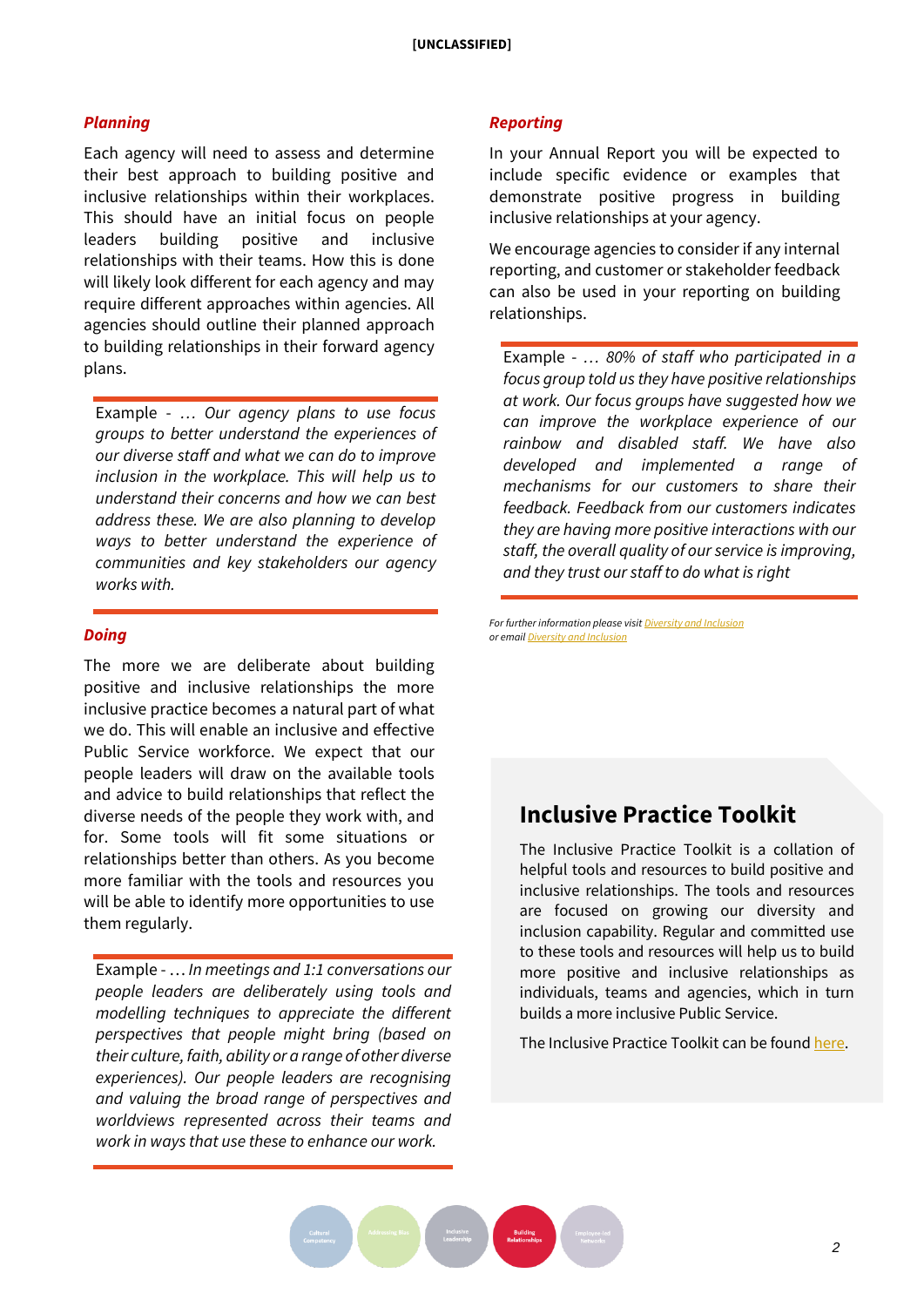### *Planning*

Each agency will need to assess and determine their best approach to building positive and inclusive relationships within their workplaces. This should have an initial focus on people leaders building positive and inclusive relationships with their teams. How this is done will likely look different for each agency and may require different approaches within agencies. All agencies should outline their planned approach to building relationships in their forward agency plans.

> Example - … *Our agency plans to use focus groups to better understand the experiences of our diverse staff and what we can do to improve inclusion in the workplace. This will help us to understand their concerns and how we can best address these. We are also planning to develop ways to better understand the experience of communities and key stakeholders our agency works with.*

### *Doing*

The more we are deliberate about building positive and inclusive relationships the more inclusive practice becomes a natural part of what we do. This will enable an inclusive and effective Public Service workforce. We expect that our people leaders will draw on the available tools and advice to build relationships that reflect the diverse needs of the people they work with, and for. Some tools will fit some situations or relationships better than others. As you become more familiar with the tools and resources you will be able to identify more opportunities to use them regularly.

> Example - … *In meetings and 1:1 conversations our people leaders are deliberately using tools and modelling techniques to appreciate the different perspectives that people might bring (based on their culture, faith, ability or a range of other diverse experiences). Our people leaders are recognising and valuing the broad range of perspectives and worldviews represented across their teams and work in ways that use these to enhance our work.*

### *Reporting*

In your Annual Report you will be expected to include specific evidence or examples that demonstrate positive progress in building inclusive relationships at your agency.

We encourage agencies to consider if any internal reporting, and customer or stakeholder feedback can also be used in your reporting on building relationships.

> Example - … *80% of staff who participated in a focus group told us they have positive relationships at work. Our focus groups have suggested how we can improve the workplace experience of our rainbow and disabled staff. We have also developed and implemented a range of mechanisms for our customers to share their feedback. Feedback from our customers indicates they are having more positive interactions with our staff, the overall quality of our service is improving, and they trust our staff to do what is right*

*For further information please visit Diversity and Inclusion*
*or email Diversity and Inclusion*

## Inclusive Practice Toolkit

The Inclusive Practice Toolkit is a collation of helpful tools and resources to build positive and inclusive relationships. The tools and resources are focused on growing our diversity and inclusion capability. Regular and committed use to these tools and resources will help us to build more positive and inclusive relationships as individuals, teams and agencies, which in turn builds a more inclusive Public Service.

The Inclusive Practice Toolkit can be found here.

Cultural Competency
Addressing Bias
Inclusive Leadership
Building Relationships
Employee-led Networks